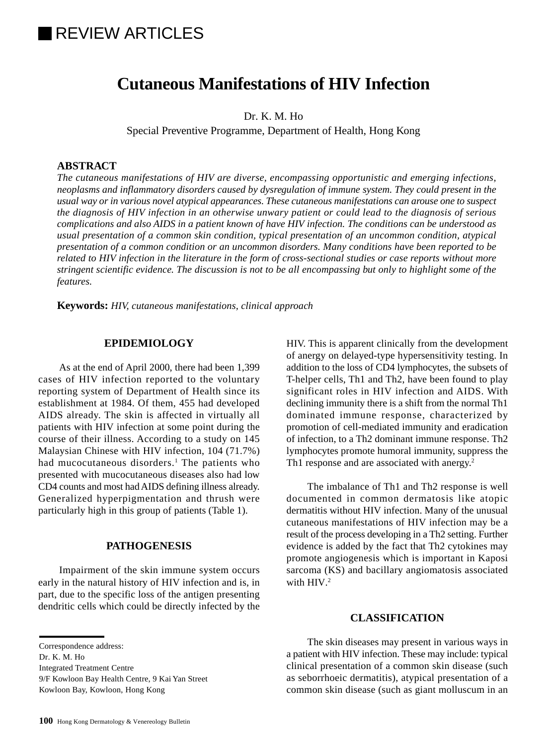REVIEW ARTICLES

# Cutaneous Manifestations of HIV Infection

Dr. K. M. Ho

Special Preventive Programme, Department of Health, Hong Kong

## ABSTRACT

*The cutaneous manifestations of HIV are diverse, encompassing opportunistic and emerging infections, neoplasms and inflammatory disorders caused by dysregulation of immune system. They could present in the usual way or in various novel atypical appearances. These cutaneous manifestations can arouse one to suspect the diagnosis of HIV infection in an otherwise unwary patient or could lead to the diagnosis of serious complications and also AIDS in a patient known of have HIV infection. The conditions can be understood as usual presentation of a common skin condition, typical presentation of an uncommon condition, atypical presentation of a common condition or an uncommon disorders. Many conditions have been reported to be related to HIV infection in the literature in the form of cross-sectional studies or case reports without more stringent scientific evidence. The discussion is not to be all encompassing but only to highlight some of the features.*

**Keywords:** *HIV, cutaneous manifestations, clinical approach*

## EPIDEMIOLOGY

As at the end of April 2000, there had been 1,399 cases of HIV infection reported to the voluntary reporting system of Department of Health since its establishment at 1984. Of them, 455 had developed AIDS already. The skin is affected in virtually all patients with HIV infection at some point during the course of their illness. According to a study on 145 Malaysian Chinese with HIV infection, 104 (71.7%) had mucocutaneous disorders.[1] The patients who presented with mucocutaneous diseases also had low CD4 counts and most had AIDS defining illness already. Generalized hyperpigmentation and thrush were particularly high in this group of patients (Table 1).

## PATHOGENESIS

Impairment of the skin immune system occurs early in the natural history of HIV infection and is, in part, due to the specific loss of the antigen presenting dendritic cells which could be directly infected by the HIV. This is apparent clinically from the development of anergy on delayed-type hypersensitivity testing. In addition to the loss of CD4 lymphocytes, the subsets of T-helper cells, Th1 and Th2, have been found to play significant roles in HIV infection and AIDS. With declining immunity there is a shift from the normal Th1 dominated immune response, characterized by promotion of cell-mediated immunity and eradication of infection, to a Th2 dominant immune response. Th2 lymphocytes promote humoral immunity, suppress the Th1 response and are associated with anergy.[2]

The imbalance of Th1 and Th2 response is well documented in common dermatosis like atopic dermatitis without HIV infection. Many of the unusual cutaneous manifestations of HIV infection may be a result of the process developing in a Th2 setting. Further evidence is added by the fact that Th2 cytokines may promote angiogenesis which is important in Kaposi sarcoma (KS) and bacillary angiomatosis associated with HIV.[2]

## CLASSIFICATION

The skin diseases may present in various ways in a patient with HIV infection. These may include: typical clinical presentation of a common skin disease (such as seborrhoeic dermatitis), atypical presentation of a common skin disease (such as giant molluscum in an

Correspondence address:
Dr. K. M. Ho
Integrated Treatment Centre
9/F Kowloon Bay Health Centre, 9 Kai Yan Street
Kowloon Bay, Kowloon, Hong Kong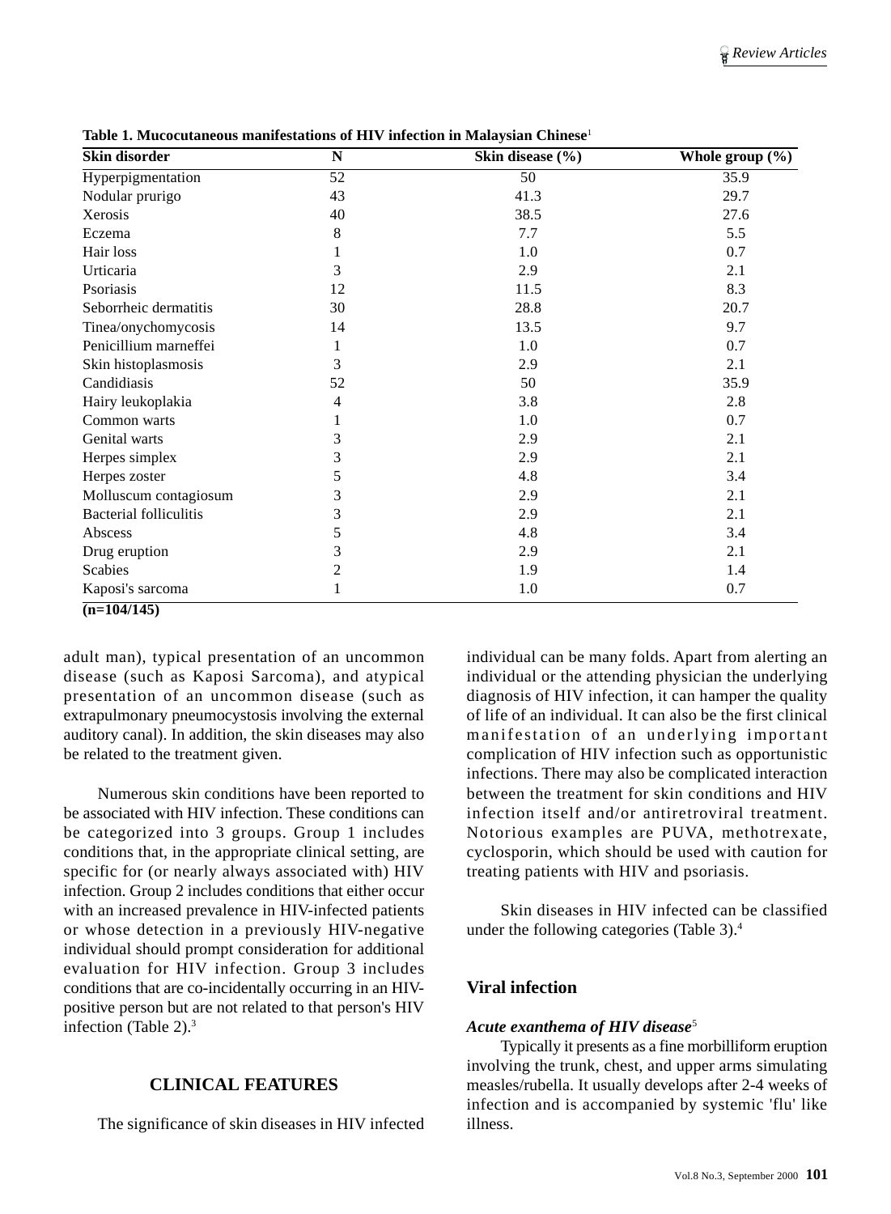**Table 1. Mucocutaneous manifestations of HIV infection in Malaysian Chinese**[1]

| Skin disorder | N | Skin disease (%) | Whole group (%) |
|---|---|---|---|
| Hyperpigmentation | 52 | 50 | 35.9 |
| Nodular prurigo | 43 | 41.3 | 29.7 |
| Xerosis | 40 | 38.5 | 27.6 |
| Eczema | 8 | 7.7 | 5.5 |
| Hair loss | 1 | 1.0 | 0.7 |
| Urticaria | 3 | 2.9 | 2.1 |
| Psoriasis | 12 | 11.5 | 8.3 |
| Seborrheic dermatitis | 30 | 28.8 | 20.7 |
| Tinea/onychomycosis | 14 | 13.5 | 9.7 |
| Penicillium marneffei | 1 | 1.0 | 0.7 |
| Skin histoplasmosis | 3 | 2.9 | 2.1 |
| Candidiasis | 52 | 50 | 35.9 |
| Hairy leukoplakia | 4 | 3.8 | 2.8 |
| Common warts | 1 | 1.0 | 0.7 |
| Genital warts | 3 | 2.9 | 2.1 |
| Herpes simplex | 3 | 2.9 | 2.1 |
| Herpes zoster | 5 | 4.8 | 3.4 |
| Molluscum contagiosum | 3 | 2.9 | 2.1 |
| Bacterial folliculitis | 3 | 2.9 | 2.1 |
| Abscess | 5 | 4.8 | 3.4 |
| Drug eruption | 3 | 2.9 | 2.1 |
| Scabies | 2 | 1.9 | 1.4 |
| Kaposi's sarcoma | 1 | 1.0 | 0.7 |

**(n=104/145)**

adult man), typical presentation of an uncommon disease (such as Kaposi Sarcoma), and atypical presentation of an uncommon disease (such as extrapulmonary pneumocystosis involving the external auditory canal). In addition, the skin diseases may also be related to the treatment given.

Numerous skin conditions have been reported to be associated with HIV infection. These conditions can be categorized into 3 groups. Group 1 includes conditions that, in the appropriate clinical setting, are specific for (or nearly always associated with) HIV infection. Group 2 includes conditions that either occur with an increased prevalence in HIV-infected patients or whose detection in a previously HIV-negative individual should prompt consideration for additional evaluation for HIV infection. Group 3 includes conditions that are co-incidentally occurring in an HIV-positive person but are not related to that person's HIV infection (Table 2).[3]

## CLINICAL FEATURES

The significance of skin diseases in HIV infected individual can be many folds. Apart from alerting an individual or the attending physician the underlying diagnosis of HIV infection, it can hamper the quality of life of an individual. It can also be the first clinical manifestation of an underlying important complication of HIV infection such as opportunistic infections. There may also be complicated interaction between the treatment for skin conditions and HIV infection itself and/or antiretroviral treatment. Notorious examples are PUVA, methotrexate, cyclosporin, which should be used with caution for treating patients with HIV and psoriasis.

Skin diseases in HIV infected can be classified under the following categories (Table 3).[4]

## Viral infection

### *Acute exanthema of HIV disease*[5]

Typically it presents as a fine morbilliform eruption involving the trunk, chest, and upper arms simulating measles/rubella. It usually develops after 2-4 weeks of infection and is accompanied by systemic 'flu' like illness.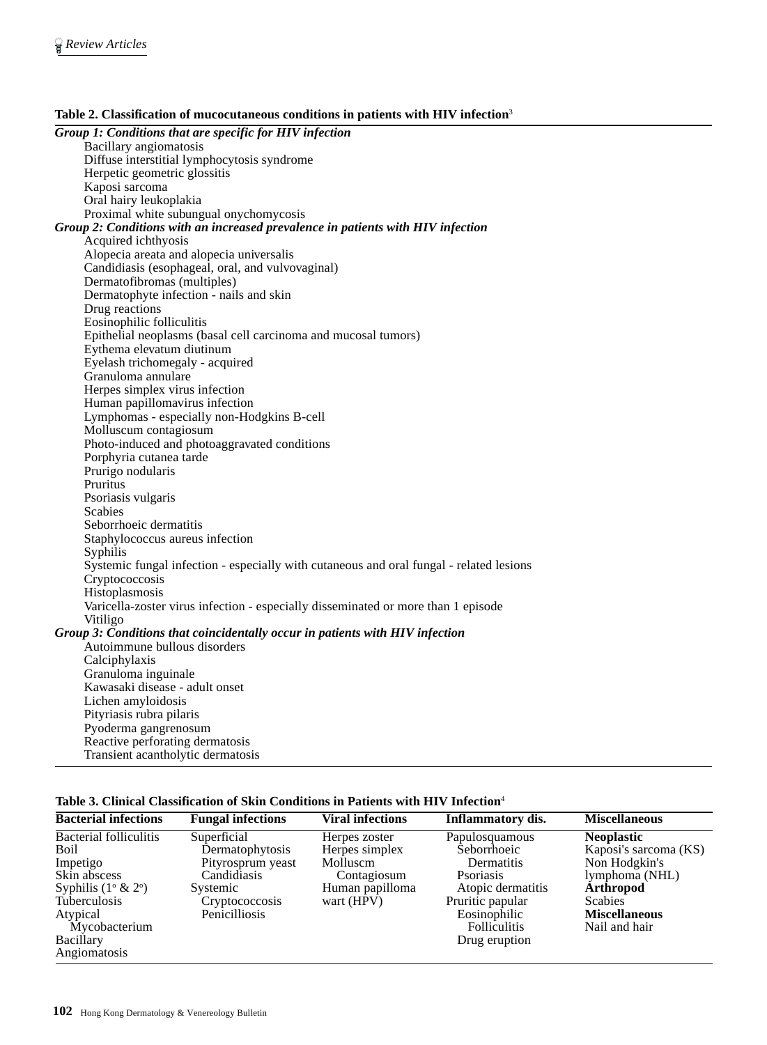**Table 2. Classification of mucocutaneous conditions in patients with HIV infection**[3]

***Group 1: Conditions that are specific for HIV infection***

- Bacillary angiomatosis
- Diffuse interstitial lymphocytosis syndrome
- Herpetic geometric glossitis
- Kaposi sarcoma
- Oral hairy leukoplakia
- Proximal white subungual onychomycosis

***Group 2: Conditions with an increased prevalence in patients with HIV infection***

- Acquired ichthyosis
- Alopecia areata and alopecia universalis
- Candidiasis (esophageal, oral, and vulvovaginal)
- Dermatofibromas (multiples)
- Dermatophyte infection - nails and skin
- Drug reactions
- Eosinophilic folliculitis
- Epithelial neoplasms (basal cell carcinoma and mucosal tumors)
- Eythema elevatum diutinum
- Eyelash trichomegaly - acquired
- Granuloma annulare
- Herpes simplex virus infection
- Human papillomavirus infection
- Lymphomas - especially non-Hodgkins B-cell
- Molluscum contagiosum
- Photo-induced and photoaggravated conditions
- Porphyria cutanea tarde
- Prurigo nodularis
- Pruritus
- Psoriasis vulgaris
- Scabies
- Seborrhoeic dermatitis
- Staphylococcus aureus infection
- Syphilis
- Systemic fungal infection - especially with cutaneous and oral fungal - related lesions
- Cryptococcosis
- Histoplasmosis
- Varicella-zoster virus infection - especially disseminated or more than 1 episode
- Vitiligo

***Group 3: Conditions that coincidentally occur in patients with HIV infection***

- Autoimmune bullous disorders
- Calciphylaxis
- Granuloma inguinale
- Kawasaki disease - adult onset
- Lichen amyloidosis
- Pityriasis rubra pilaris
- Pyoderma gangrenosum
- Reactive perforating dermatosis
- Transient acantholytic dermatosis

**Table 3. Clinical Classification of Skin Conditions in Patients with HIV Infection**[4]

| Bacterial infections | Fungal infections | Viral infections | Inflammatory dis. | Miscellaneous |
|---|---|---|---|---|
| Bacterial folliculitis | Superficial | Herpes zoster | Papulosquamous | **Neoplastic** |
| Boil | Dermatophytosis | Herpes simplex | Seborrhoeic Dermatitis | Kaposi's sarcoma (KS) |
| Impetigo | Pityrosprum yeast | Molluscm Contagiosum | Psoriasis | Non Hodgkin's lymphoma (NHL) |
| Skin abscess | Candidiasis | Human papilloma wart (HPV) | Atopic dermatitis | **Arthropod** |
| Syphilis (1° & 2°) | Systemic | | Pruritic papular | Scabies |
| Tuberculosis | Cryptococcosis | | Eosinophilic Folliculitis | **Miscellaneous** |
| Atypical Mycobacterium | Penicilliosis | | Drug eruption | Nail and hair |
| Bacillary Angiomatosis | | | | |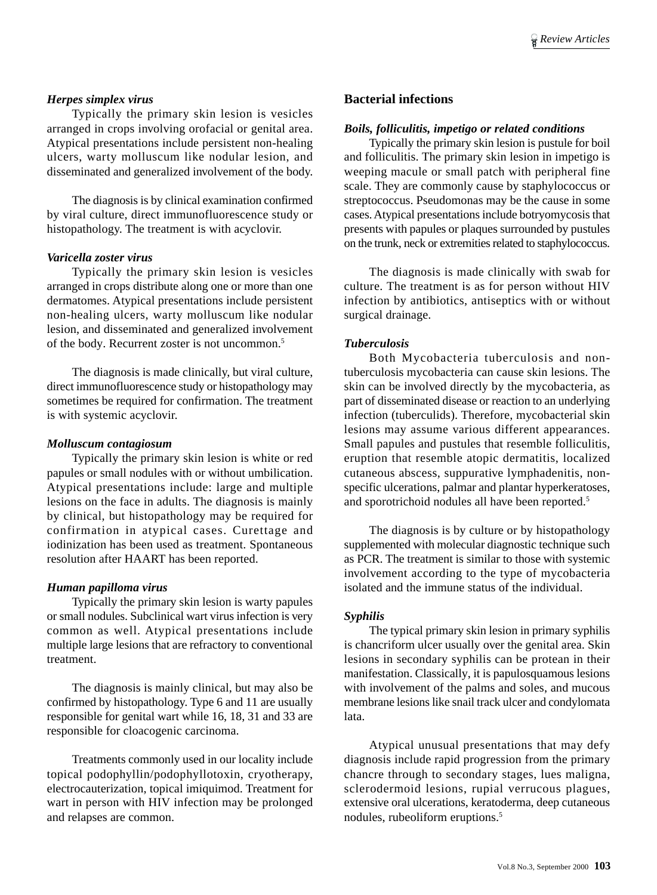### *Herpes simplex virus*

Typically the primary skin lesion is vesicles arranged in crops involving orofacial or genital area. Atypical presentations include persistent non-healing ulcers, warty molluscum like nodular lesion, and disseminated and generalized involvement of the body.

The diagnosis is by clinical examination confirmed by viral culture, direct immunofluorescence study or histopathology. The treatment is with acyclovir.

### *Varicella zoster virus*

Typically the primary skin lesion is vesicles arranged in crops distribute along one or more than one dermatomes. Atypical presentations include persistent non-healing ulcers, warty molluscum like nodular lesion, and disseminated and generalized involvement of the body. Recurrent zoster is not uncommon.[5]

The diagnosis is made clinically, but viral culture, direct immunofluorescence study or histopathology may sometimes be required for confirmation. The treatment is with systemic acyclovir.

### *Molluscum contagiosum*

Typically the primary skin lesion is white or red papules or small nodules with or without umbilication. Atypical presentations include: large and multiple lesions on the face in adults. The diagnosis is mainly by clinical, but histopathology may be required for confirmation in atypical cases. Curettage and iodinization has been used as treatment. Spontaneous resolution after HAART has been reported.

### *Human papilloma virus*

Typically the primary skin lesion is warty papules or small nodules. Subclinical wart virus infection is very common as well. Atypical presentations include multiple large lesions that are refractory to conventional treatment.

The diagnosis is mainly clinical, but may also be confirmed by histopathology. Type 6 and 11 are usually responsible for genital wart while 16, 18, 31 and 33 are responsible for cloacogenic carcinoma.

Treatments commonly used in our locality include topical podophyllin/podophyllotoxin, cryotherapy, electrocauterization, topical imiquimod. Treatment for wart in person with HIV infection may be prolonged and relapses are common.

## Bacterial infections

### *Boils, folliculitis, impetigo or related conditions*

Typically the primary skin lesion is pustule for boil and folliculitis. The primary skin lesion in impetigo is weeping macule or small patch with peripheral fine scale. They are commonly cause by staphylococcus or streptococcus. Pseudomonas may be the cause in some cases. Atypical presentations include botryomycosis that presents with papules or plaques surrounded by pustules on the trunk, neck or extremities related to staphylococcus.

The diagnosis is made clinically with swab for culture. The treatment is as for person without HIV infection by antibiotics, antiseptics with or without surgical drainage.

### *Tuberculosis*

Both Mycobacteria tuberculosis and non-tuberculosis mycobacteria can cause skin lesions. The skin can be involved directly by the mycobacteria, as part of disseminated disease or reaction to an underlying infection (tuberculids). Therefore, mycobacterial skin lesions may assume various different appearances. Small papules and pustules that resemble folliculitis, eruption that resemble atopic dermatitis, localized cutaneous abscess, suppurative lymphadenitis, non-specific ulcerations, palmar and plantar hyperkeratoses, and sporotrichoid nodules all have been reported.[5]

The diagnosis is by culture or by histopathology supplemented with molecular diagnostic technique such as PCR. The treatment is similar to those with systemic involvement according to the type of mycobacteria isolated and the immune status of the individual.

### *Syphilis*

The typical primary skin lesion in primary syphilis is chancriform ulcer usually over the genital area. Skin lesions in secondary syphilis can be protean in their manifestation. Classically, it is papulosquamous lesions with involvement of the palms and soles, and mucous membrane lesions like snail track ulcer and condylomata lata.

Atypical unusual presentations that may defy diagnosis include rapid progression from the primary chancre through to secondary stages, lues maligna, sclerodermoid lesions, rupial verrucous plagues, extensive oral ulcerations, keratoderma, deep cutaneous nodules, rubeoliform eruptions.[5]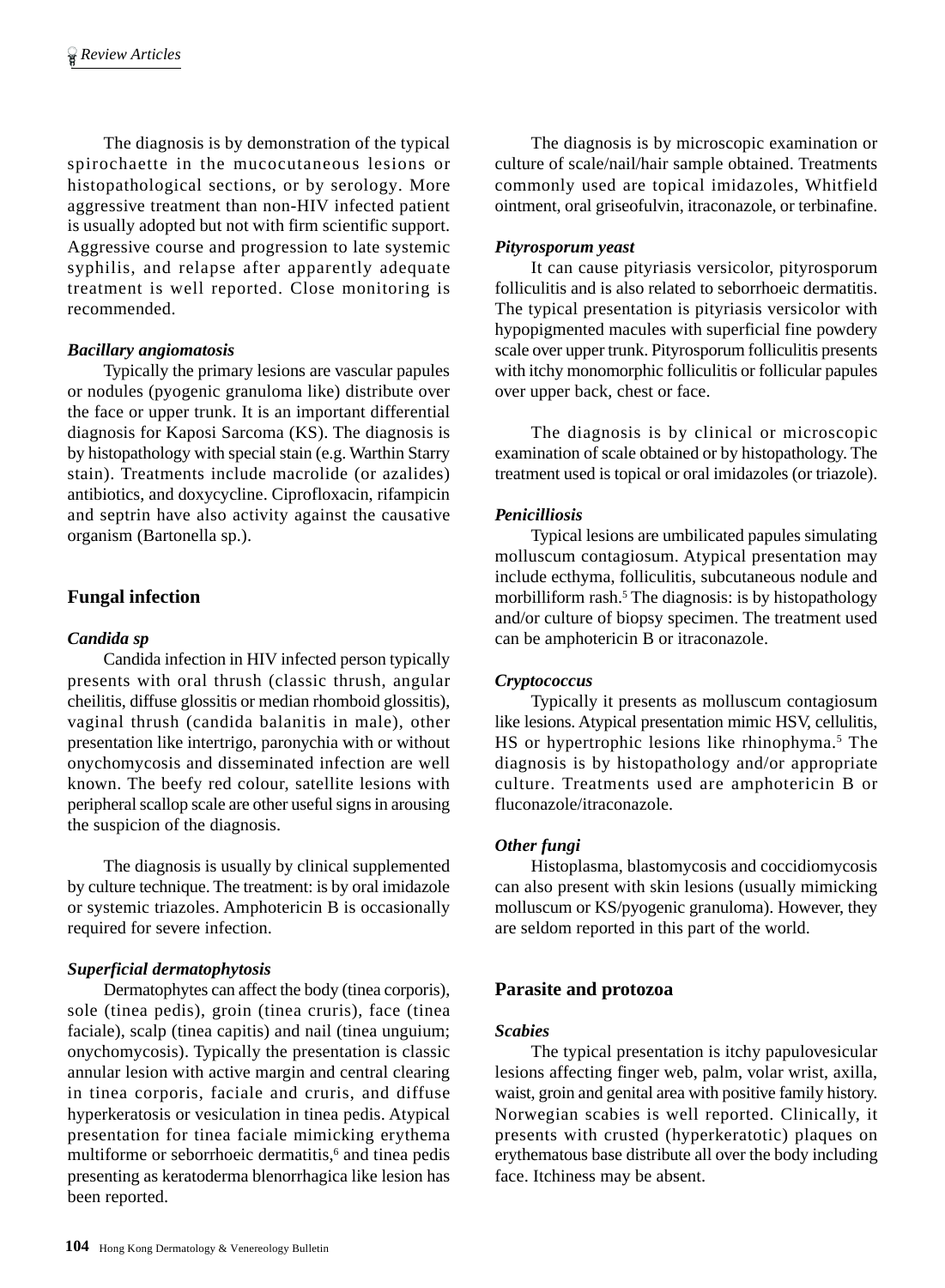The diagnosis is by demonstration of the typical spirochaette in the mucocutaneous lesions or histopathological sections, or by serology. More aggressive treatment than non-HIV infected patient is usually adopted but not with firm scientific support. Aggressive course and progression to late systemic syphilis, and relapse after apparently adequate treatment is well reported. Close monitoring is recommended.

### *Bacillary angiomatosis*

Typically the primary lesions are vascular papules or nodules (pyogenic granuloma like) distribute over the face or upper trunk. It is an important differential diagnosis for Kaposi Sarcoma (KS). The diagnosis is by histopathology with special stain (e.g. Warthin Starry stain). Treatments include macrolide (or azalides) antibiotics, and doxycycline. Ciprofloxacin, rifampicin and septrin have also activity against the causative organism (Bartonella sp.).

## Fungal infection

### *Candida sp*

Candida infection in HIV infected person typically presents with oral thrush (classic thrush, angular cheilitis, diffuse glossitis or median rhomboid glossitis), vaginal thrush (candida balanitis in male), other presentation like intertrigo, paronychia with or without onychomycosis and disseminated infection are well known. The beefy red colour, satellite lesions with peripheral scallop scale are other useful signs in arousing the suspicion of the diagnosis.

The diagnosis is usually by clinical supplemented by culture technique. The treatment: is by oral imidazole or systemic triazoles. Amphotericin B is occasionally required for severe infection.

### *Superficial dermatophytosis*

Dermatophytes can affect the body (tinea corporis), sole (tinea pedis), groin (tinea cruris), face (tinea faciale), scalp (tinea capitis) and nail (tinea unguium; onychomycosis). Typically the presentation is classic annular lesion with active margin and central clearing in tinea corporis, faciale and cruris, and diffuse hyperkeratosis or vesiculation in tinea pedis. Atypical presentation for tinea faciale mimicking erythema multiforme or seborrhoeic dermatitis,[6] and tinea pedis presenting as keratoderma blenorrhagica like lesion has been reported.

The diagnosis is by microscopic examination or culture of scale/nail/hair sample obtained. Treatments commonly used are topical imidazoles, Whitfield ointment, oral griseofulvin, itraconazole, or terbinafine.

### *Pityrosporum yeast*

It can cause pityriasis versicolor, pityrosporum folliculitis and is also related to seborrhoeic dermatitis. The typical presentation is pityriasis versicolor with hypopigmented macules with superficial fine powdery scale over upper trunk. Pityrosporum folliculitis presents with itchy monomorphic folliculitis or follicular papules over upper back, chest or face.

The diagnosis is by clinical or microscopic examination of scale obtained or by histopathology. The treatment used is topical or oral imidazoles (or triazole).

### *Penicilliosis*

Typical lesions are umbilicated papules simulating molluscum contagiosum. Atypical presentation may include ecthyma, folliculitis, subcutaneous nodule and morbilliform rash.[5] The diagnosis: is by histopathology and/or culture of biopsy specimen. The treatment used can be amphotericin B or itraconazole.

### *Cryptococcus*

Typically it presents as molluscum contagiosum like lesions. Atypical presentation mimic HSV, cellulitis, HS or hypertrophic lesions like rhinophyma.[5] The diagnosis is by histopathology and/or appropriate culture. Treatments used are amphotericin B or fluconazole/itraconazole.

### *Other fungi*

Histoplasma, blastomycosis and coccidiomycosis can also present with skin lesions (usually mimicking molluscum or KS/pyogenic granuloma). However, they are seldom reported in this part of the world.

## Parasite and protozoa

### *Scabies*

The typical presentation is itchy papulovesicular lesions affecting finger web, palm, volar wrist, axilla, waist, groin and genital area with positive family history. Norwegian scabies is well reported. Clinically, it presents with crusted (hyperkeratotic) plaques on erythematous base distribute all over the body including face. Itchiness may be absent.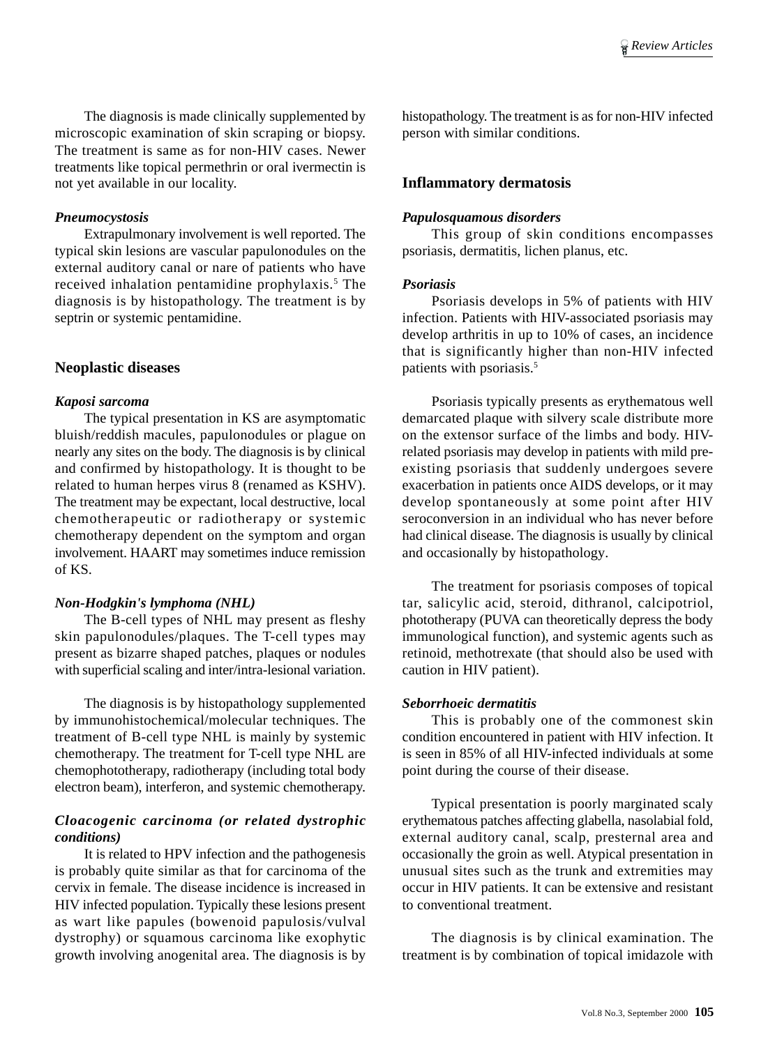The diagnosis is made clinically supplemented by microscopic examination of skin scraping or biopsy. The treatment is same as for non-HIV cases. Newer treatments like topical permethrin or oral ivermectin is not yet available in our locality.

#### *Pneumocystosis*

Extrapulmonary involvement is well reported. The typical skin lesions are vascular papulonodules on the external auditory canal or nare of patients who have received inhalation pentamidine prophylaxis.[5] The diagnosis is by histopathology. The treatment is by septrin or systemic pentamidine.

### Neoplastic diseases

#### *Kaposi sarcoma*

The typical presentation in KS are asymptomatic bluish/reddish macules, papulonodules or plague on nearly any sites on the body. The diagnosis is by clinical and confirmed by histopathology. It is thought to be related to human herpes virus 8 (renamed as KSHV). The treatment may be expectant, local destructive, local chemotherapeutic or radiotherapy or systemic chemotherapy dependent on the symptom and organ involvement. HAART may sometimes induce remission of KS.

#### *Non-Hodgkin's lymphoma (NHL)*

The B-cell types of NHL may present as fleshy skin papulonodules/plaques. The T-cell types may present as bizarre shaped patches, plaques or nodules with superficial scaling and inter/intra-lesional variation.

The diagnosis is by histopathology supplemented by immunohistochemical/molecular techniques. The treatment of B-cell type NHL is mainly by systemic chemotherapy. The treatment for T-cell type NHL are chemophototherapy, radiotherapy (including total body electron beam), interferon, and systemic chemotherapy.

#### *Cloacogenic carcinoma (or related dystrophic conditions)*

It is related to HPV infection and the pathogenesis is probably quite similar as that for carcinoma of the cervix in female. The disease incidence is increased in HIV infected population. Typically these lesions present as wart like papules (bowenoid papulosis/vulval dystrophy) or squamous carcinoma like exophytic growth involving anogenital area. The diagnosis is by histopathology. The treatment is as for non-HIV infected person with similar conditions.

### Inflammatory dermatosis

#### *Papulosquamous disorders*

This group of skin conditions encompasses psoriasis, dermatitis, lichen planus, etc.

#### *Psoriasis*

Psoriasis develops in 5% of patients with HIV infection. Patients with HIV-associated psoriasis may develop arthritis in up to 10% of cases, an incidence that is significantly higher than non-HIV infected patients with psoriasis.[5]

Psoriasis typically presents as erythematous well demarcated plaque with silvery scale distribute more on the extensor surface of the limbs and body. HIV-related psoriasis may develop in patients with mild pre-existing psoriasis that suddenly undergoes severe exacerbation in patients once AIDS develops, or it may develop spontaneously at some point after HIV seroconversion in an individual who has never before had clinical disease. The diagnosis is usually by clinical and occasionally by histopathology.

The treatment for psoriasis composes of topical tar, salicylic acid, steroid, dithranol, calcipotriol, phototherapy (PUVA can theoretically depress the body immunological function), and systemic agents such as retinoid, methotrexate (that should also be used with caution in HIV patient).

#### *Seborrhoeic dermatitis*

This is probably one of the commonest skin condition encountered in patient with HIV infection. It is seen in 85% of all HIV-infected individuals at some point during the course of their disease.

Typical presentation is poorly marginated scaly erythematous patches affecting glabella, nasolabial fold, external auditory canal, scalp, presternal area and occasionally the groin as well. Atypical presentation in unusual sites such as the trunk and extremities may occur in HIV patients. It can be extensive and resistant to conventional treatment.

The diagnosis is by clinical examination. The treatment is by combination of topical imidazole with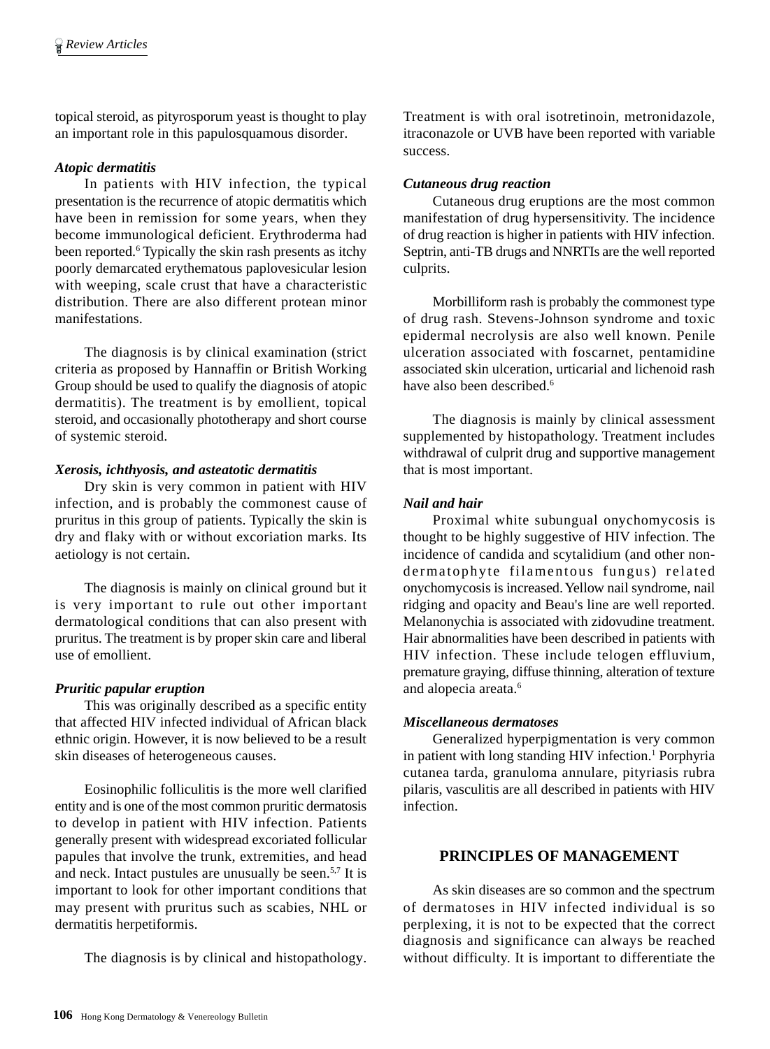topical steroid, as pityrosporum yeast is thought to play an important role in this papulosquamous disorder.

### *Atopic dermatitis*

In patients with HIV infection, the typical presentation is the recurrence of atopic dermatitis which have been in remission for some years, when they become immunological deficient. Erythroderma had been reported.[6] Typically the skin rash presents as itchy poorly demarcated erythematous paplovesicular lesion with weeping, scale crust that have a characteristic distribution. There are also different protean minor manifestations.

The diagnosis is by clinical examination (strict criteria as proposed by Hannaffin or British Working Group should be used to qualify the diagnosis of atopic dermatitis). The treatment is by emollient, topical steroid, and occasionally phototherapy and short course of systemic steroid.

### *Xerosis, ichthyosis, and asteatotic dermatitis*

Dry skin is very common in patient with HIV infection, and is probably the commonest cause of pruritus in this group of patients. Typically the skin is dry and flaky with or without excoriation marks. Its aetiology is not certain.

The diagnosis is mainly on clinical ground but it is very important to rule out other important dermatological conditions that can also present with pruritus. The treatment is by proper skin care and liberal use of emollient.

### *Pruritic papular eruption*

This was originally described as a specific entity that affected HIV infected individual of African black ethnic origin. However, it is now believed to be a result skin diseases of heterogeneous causes.

Eosinophilic folliculitis is the more well clarified entity and is one of the most common pruritic dermatosis to develop in patient with HIV infection. Patients generally present with widespread excoriated follicular papules that involve the trunk, extremities, and head and neck. Intact pustules are unusually be seen.[5,7] It is important to look for other important conditions that may present with pruritus such as scabies, NHL or dermatitis herpetiformis.

The diagnosis is by clinical and histopathology. Treatment is with oral isotretinoin, metronidazole, itraconazole or UVB have been reported with variable success.

### *Cutaneous drug reaction*

Cutaneous drug eruptions are the most common manifestation of drug hypersensitivity. The incidence of drug reaction is higher in patients with HIV infection. Septrin, anti-TB drugs and NNRTIs are the well reported culprits.

Morbilliform rash is probably the commonest type of drug rash. Stevens-Johnson syndrome and toxic epidermal necrolysis are also well known. Penile ulceration associated with foscarnet, pentamidine associated skin ulceration, urticarial and lichenoid rash have also been described.[6]

The diagnosis is mainly by clinical assessment supplemented by histopathology. Treatment includes withdrawal of culprit drug and supportive management that is most important.

### *Nail and hair*

Proximal white subungual onychomycosis is thought to be highly suggestive of HIV infection. The incidence of candida and scytalidium (and other non-dermatophyte filamentous fungus) related onychomycosis is increased. Yellow nail syndrome, nail ridging and opacity and Beau's line are well reported. Melanonychia is associated with zidovudine treatment. Hair abnormalities have been described in patients with HIV infection. These include telogen effluvium, premature graying, diffuse thinning, alteration of texture and alopecia areata.[6]

### *Miscellaneous dermatoses*

Generalized hyperpigmentation is very common in patient with long standing HIV infection.[1] Porphyria cutanea tarda, granuloma annulare, pityriasis rubra pilaris, vasculitis are all described in patients with HIV infection.

## PRINCIPLES OF MANAGEMENT

As skin diseases are so common and the spectrum of dermatoses in HIV infected individual is so perplexing, it is not to be expected that the correct diagnosis and significance can always be reached without difficulty. It is important to differentiate the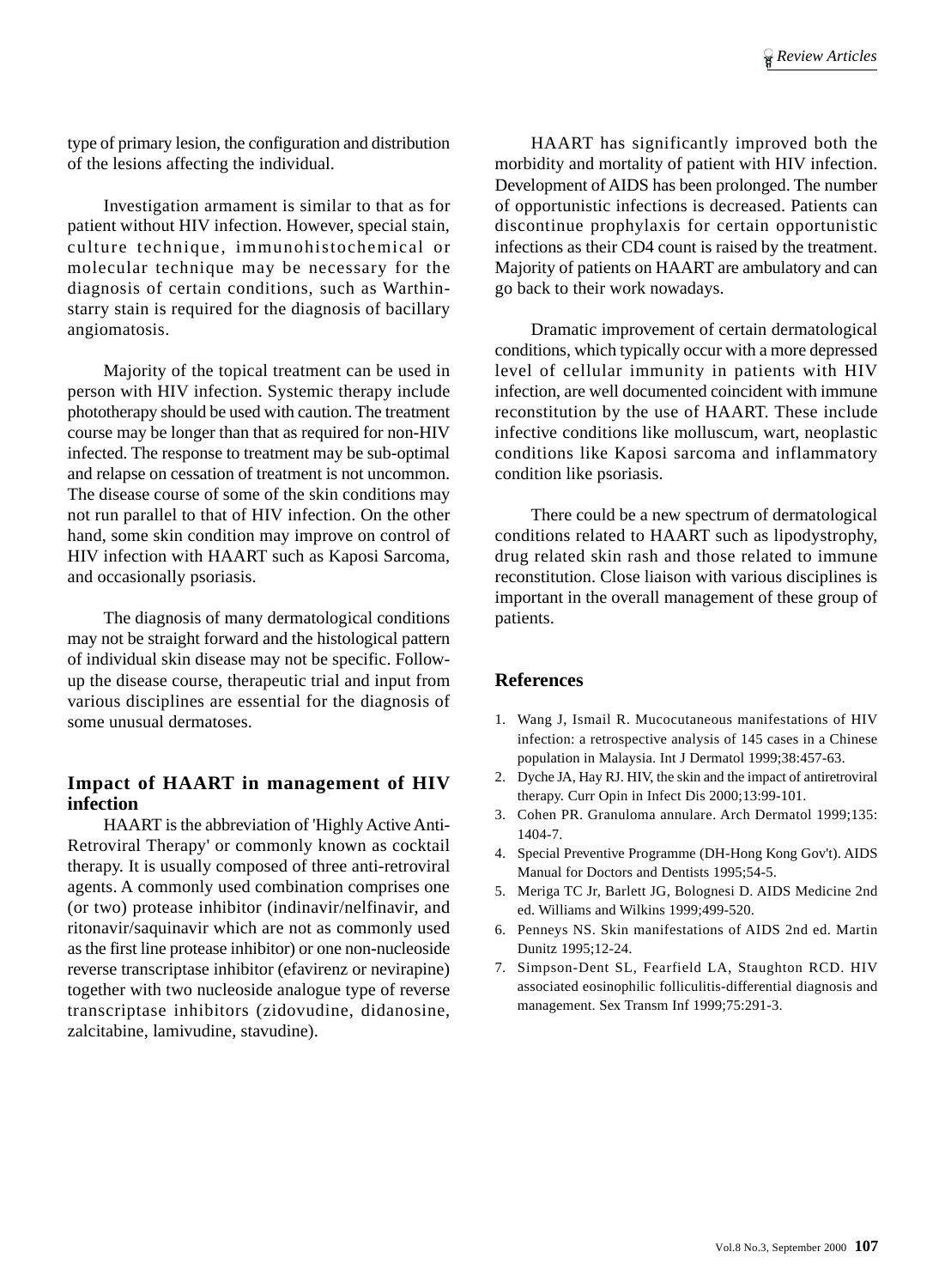type of primary lesion, the configuration and distribution of the lesions affecting the individual.

Investigation armament is similar to that as for patient without HIV infection. However, special stain, culture technique, immunohistochemical or molecular technique may be necessary for the diagnosis of certain conditions, such as Warthin-starry stain is required for the diagnosis of bacillary angiomatosis.

Majority of the topical treatment can be used in person with HIV infection. Systemic therapy include phototherapy should be used with caution. The treatment course may be longer than that as required for non-HIV infected. The response to treatment may be sub-optimal and relapse on cessation of treatment is not uncommon. The disease course of some of the skin conditions may not run parallel to that of HIV infection. On the other hand, some skin condition may improve on control of HIV infection with HAART such as Kaposi Sarcoma, and occasionally psoriasis.

The diagnosis of many dermatological conditions may not be straight forward and the histological pattern of individual skin disease may not be specific. Follow-up the disease course, therapeutic trial and input from various disciplines are essential for the diagnosis of some unusual dermatoses.

## Impact of HAART in management of HIV infection

HAART is the abbreviation of 'Highly Active Anti-Retroviral Therapy' or commonly known as cocktail therapy. It is usually composed of three anti-retroviral agents. A commonly used combination comprises one (or two) protease inhibitor (indinavir/nelfinavir, and ritonavir/saquinavir which are not as commonly used as the first line protease inhibitor) or one non-nucleoside reverse transcriptase inhibitor (efavirenz or nevirapine) together with two nucleoside analogue type of reverse transcriptase inhibitors (zidovudine, didanosine, zalcitabine, lamivudine, stavudine).

HAART has significantly improved both the morbidity and mortality of patient with HIV infection. Development of AIDS has been prolonged. The number of opportunistic infections is decreased. Patients can discontinue prophylaxis for certain opportunistic infections as their CD4 count is raised by the treatment. Majority of patients on HAART are ambulatory and can go back to their work nowadays.

Dramatic improvement of certain dermatological conditions, which typically occur with a more depressed level of cellular immunity in patients with HIV infection, are well documented coincident with immune reconstitution by the use of HAART. These include infective conditions like molluscum, wart, neoplastic conditions like Kaposi sarcoma and inflammatory condition like psoriasis.

There could be a new spectrum of dermatological conditions related to HAART such as lipodystrophy, drug related skin rash and those related to immune reconstitution. Close liaison with various disciplines is important in the overall management of these group of patients.

## References

1. Wang J, Ismail R. Mucocutaneous manifestations of HIV infection: a retrospective analysis of 145 cases in a Chinese population in Malaysia. Int J Dermatol 1999;38:457-63.
2. Dyche JA, Hay RJ. HIV, the skin and the impact of antiretroviral therapy. Curr Opin in Infect Dis 2000;13:99-101.
3. Cohen PR. Granuloma annulare. Arch Dermatol 1999;135: 1404-7.
4. Special Preventive Programme (DH-Hong Kong Gov't). AIDS Manual for Doctors and Dentists 1995;54-5.
5. Meriga TC Jr, Barlett JG, Bolognesi D. AIDS Medicine 2nd ed. Williams and Wilkins 1999;499-520.
6. Penneys NS. Skin manifestations of AIDS 2nd ed. Martin Dunitz 1995;12-24.
7. Simpson-Dent SL, Fearfield LA, Staughton RCD. HIV associated eosinophilic folliculitis-differential diagnosis and management. Sex Transm Inf 1999;75:291-3.